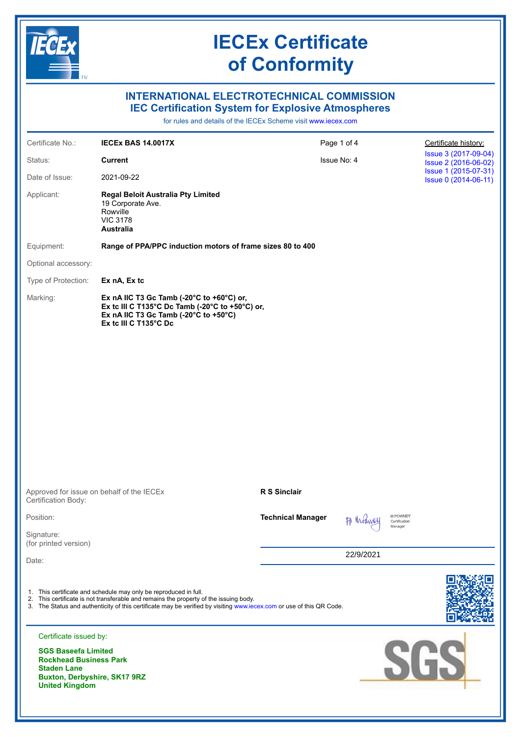# IECEx Certificate of Conformity

## INTERNATIONAL ELECTROTECHNICAL COMMISSION
## IEC Certification System for Explosive Atmospheres

for rules and details of the IECEx Scheme visit www.iecex.com

| | | | |
|---|---|---|---|
| Certificate No.: | **IECEx BAS 14.0017X** | Page 1 of 4 | Certificate history: |
| Status: | **Current** | Issue No: 4 | Issue 3 (2017-09-04) |
| Date of Issue: | 2021-09-22 | | Issue 2 (2016-06-02) |
| | | | Issue 1 (2015-07-31) |
| | | | Issue 0 (2014-06-11) |

Applicant: **Regal Beloit Australia Pty Limited**
19 Corporate Ave.
Rowville
VIC 3178
**Australia**

Equipment: **Range of PPA/PPC induction motors of frame sizes 80 to 400**

Optional accessory:

Type of Protection: **Ex nA, Ex tc**

Marking:
**Ex nA IIC T3 Gc Tamb (-20°C to +60°C) or,**
**Ex tc III C T135°C Dc Tamb (-20°C to +50°C) or,**
**Ex nA IIC T3 Gc Tamb (-20°C to +50°C)**
**Ex tc III C T135°C Dc**

Approved for issue on behalf of the IECEx Certification Body: **R S Sinclair**

Position: **Technical Manager**

Signature: (for printed version) M POWNEY Certification Manager

Date: 22/9/2021

1. This certificate and schedule may only be reproduced in full.
2. This certificate is not transferable and remains the property of the issuing body.
3. The Status and authenticity of this certificate may be verified by visiting www.iecex.com or use of this QR Code.

Certificate issued by:

**SGS Baseefa Limited**
**Rockhead Business Park**
**Staden Lane**
**Buxton, Derbyshire, SK17 9RZ**
**United Kingdom**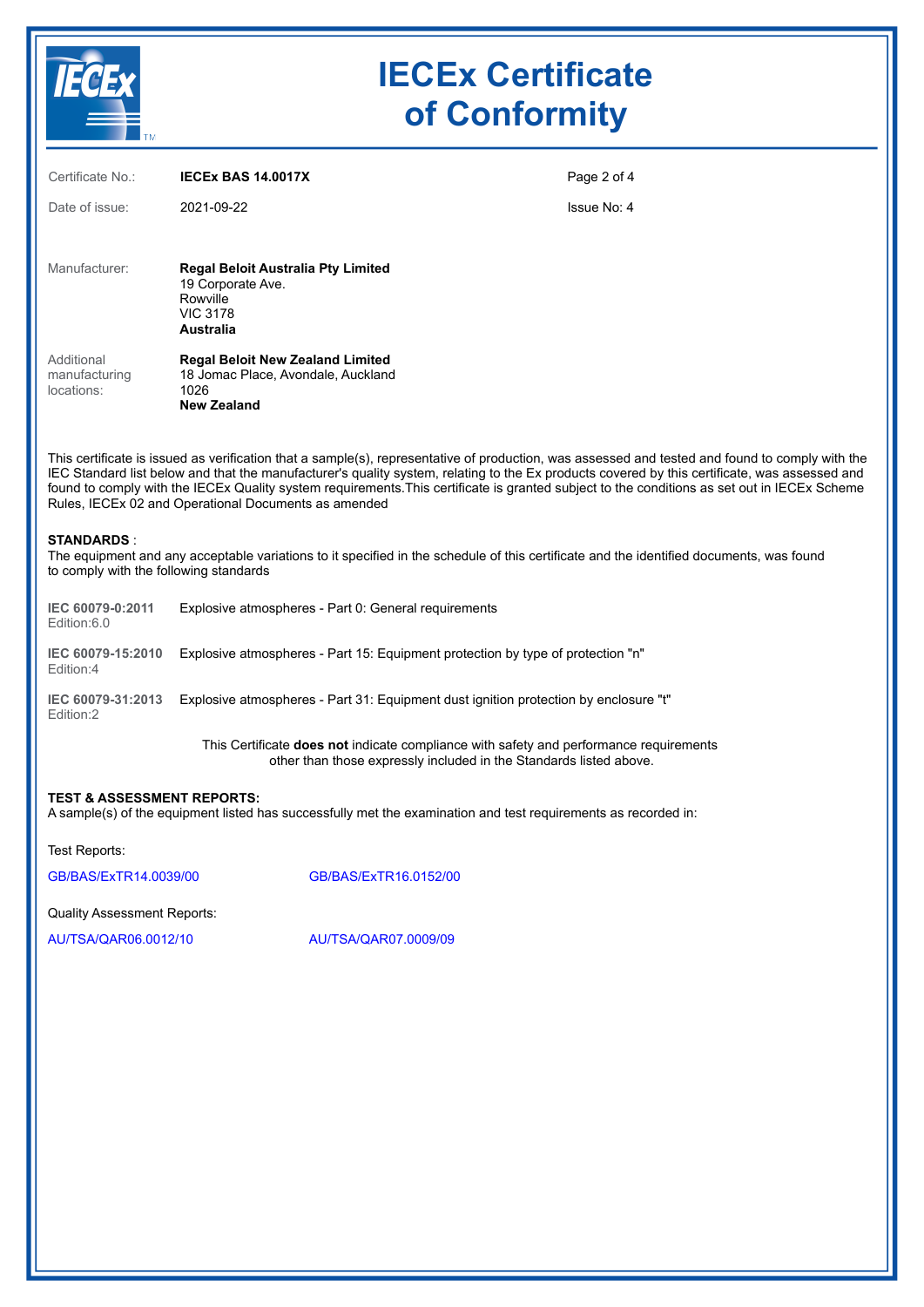# IECEx Certificate of Conformity

Certificate No.: **IECEx BAS 14.0017X**

Date of issue: 2021-09-22

Issue No: 4

Manufacturer: **Regal Beloit Australia Pty Limited**
19 Corporate Ave.
Rowville
VIC 3178
**Australia**

Additional manufacturing locations: **Regal Beloit New Zealand Limited**
18 Jomac Place, Avondale, Auckland
1026
**New Zealand**

This certificate is issued as verification that a sample(s), representative of production, was assessed and tested and found to comply with the IEC Standard list below and that the manufacturer's quality system, relating to the Ex products covered by this certificate, was assessed and found to comply with the IECEx Quality system requirements.This certificate is granted subject to the conditions as set out in IECEx Scheme Rules, IECEx 02 and Operational Documents as amended

**STANDARDS** :
The equipment and any acceptable variations to it specified in the schedule of this certificate and the identified documents, was found to comply with the following standards

| Standard | Title |
|---|---|
| **IEC 60079-0:2011** Edition:6.0 | Explosive atmospheres - Part 0: General requirements |
| **IEC 60079-15:2010** Edition:4 | Explosive atmospheres - Part 15: Equipment protection by type of protection "n" |
| **IEC 60079-31:2013** Edition:2 | Explosive atmospheres - Part 31: Equipment dust ignition protection by enclosure "t" |

This Certificate **does not** indicate compliance with safety and performance requirements other than those expressly included in the Standards listed above.

**TEST & ASSESSMENT REPORTS:**
A sample(s) of the equipment listed has successfully met the examination and test requirements as recorded in:

Test Reports:

GB/BAS/ExTR14.0039/00    GB/BAS/ExTR16.0152/00

Quality Assessment Reports:

AU/TSA/QAR06.0012/10    AU/TSA/QAR07.0009/09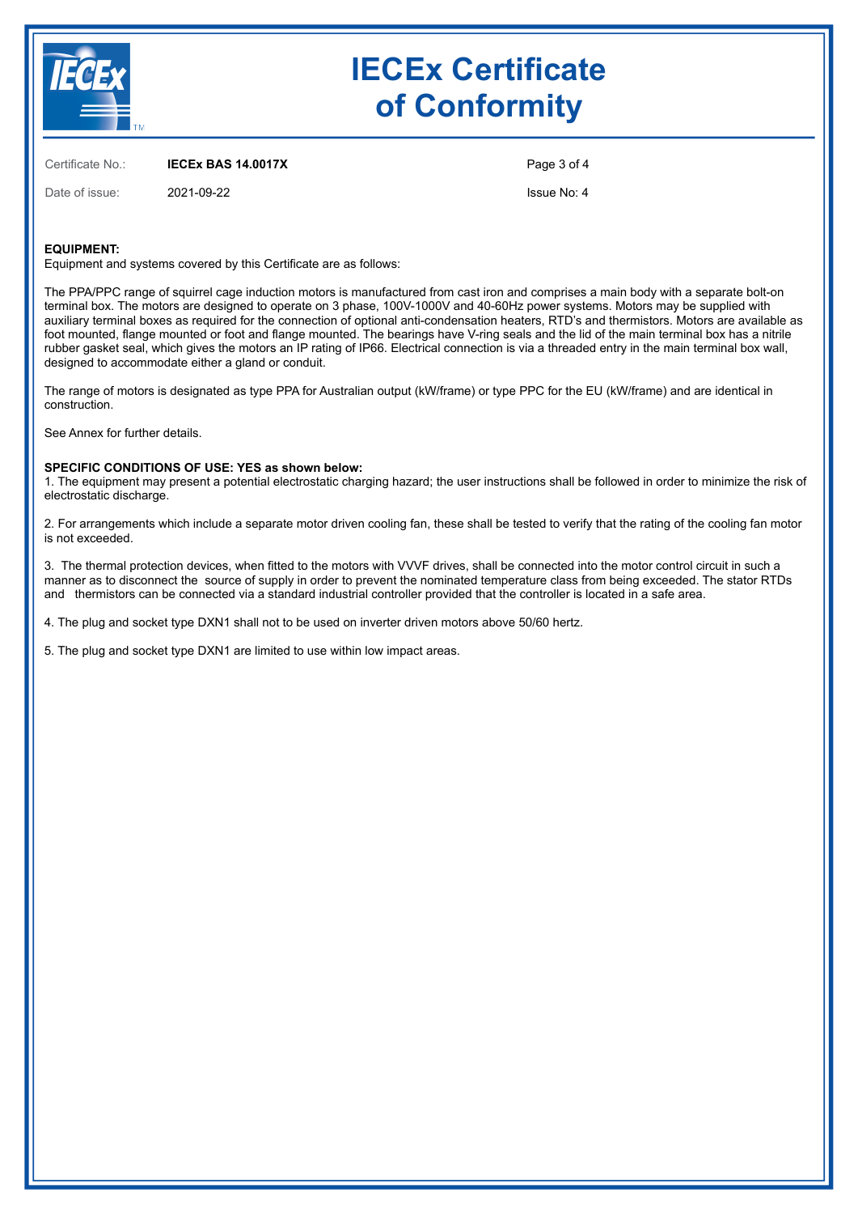# IECEx Certificate of Conformity

Certificate No.: **IECEx BAS 14.0017X**

Date of issue: 2021-09-22

Issue No: 4

**EQUIPMENT:**
Equipment and systems covered by this Certificate are as follows:

The PPA/PPC range of squirrel cage induction motors is manufactured from cast iron and comprises a main body with a separate bolt-on terminal box. The motors are designed to operate on 3 phase, 100V-1000V and 40-60Hz power systems. Motors may be supplied with auxiliary terminal boxes as required for the connection of optional anti-condensation heaters, RTD's and thermistors. Motors are available as foot mounted, flange mounted or foot and flange mounted. The bearings have V-ring seals and the lid of the main terminal box has a nitrile rubber gasket seal, which gives the motors an IP rating of IP66. Electrical connection is via a threaded entry in the main terminal box wall, designed to accommodate either a gland or conduit.

The range of motors is designated as type PPA for Australian output (kW/frame) or type PPC for the EU (kW/frame) and are identical in construction.

See Annex for further details.

**SPECIFIC CONDITIONS OF USE: YES as shown below:**

1. The equipment may present a potential electrostatic charging hazard; the user instructions shall be followed in order to minimize the risk of electrostatic discharge.

2. For arrangements which include a separate motor driven cooling fan, these shall be tested to verify that the rating of the cooling fan motor is not exceeded.

3. The thermal protection devices, when fitted to the motors with VVVF drives, shall be connected into the motor control circuit in such a manner as to disconnect the source of supply in order to prevent the nominated temperature class from being exceeded. The stator RTDs and thermistors can be connected via a standard industrial controller provided that the controller is located in a safe area.

4. The plug and socket type DXN1 shall not to be used on inverter driven motors above 50/60 hertz.

5. The plug and socket type DXN1 are limited to use within low impact areas.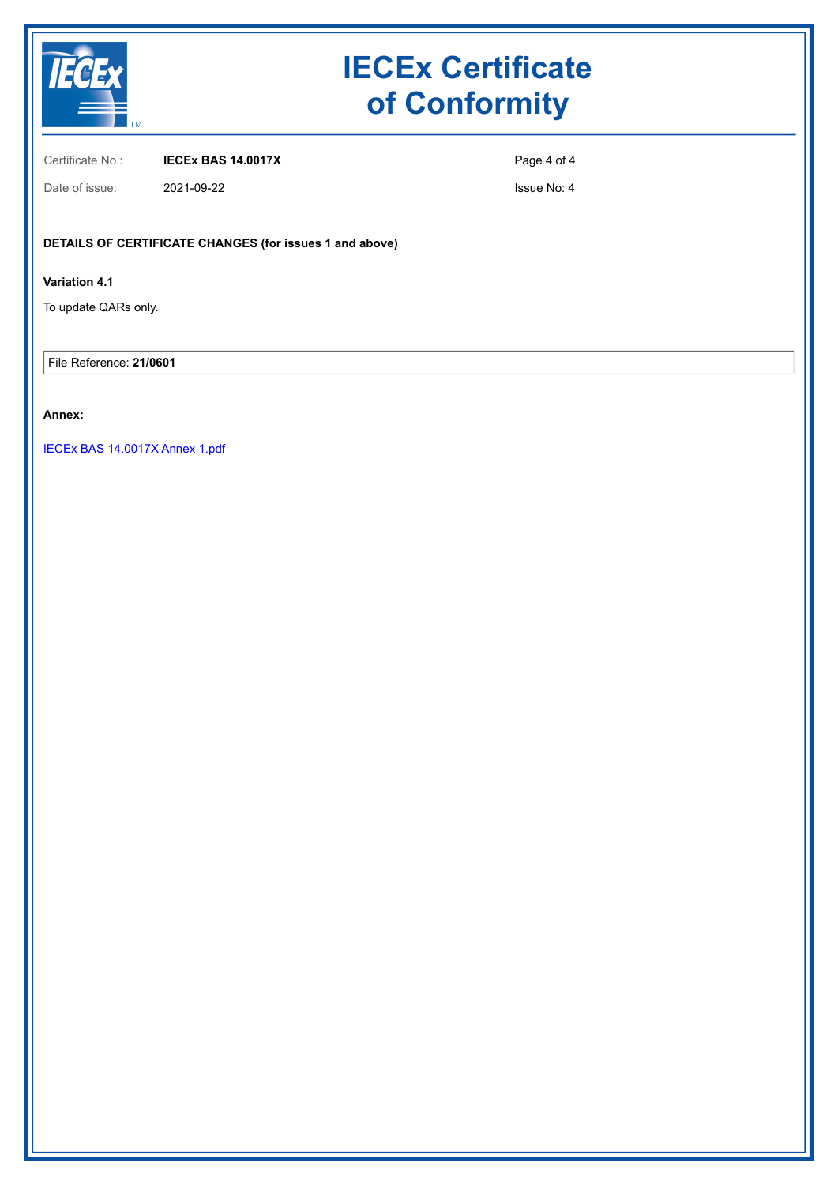# IECEx Certificate of Conformity

Certificate No.: **IECEx BAS 14.0017X**

Date of issue: 2021-09-22

Issue No: 4

**DETAILS OF CERTIFICATE CHANGES (for issues 1 and above)**

**Variation 4.1**

To update QARs only.

File Reference: **21/0601**

**Annex:**

IECEx BAS 14.0017X Annex 1.pdf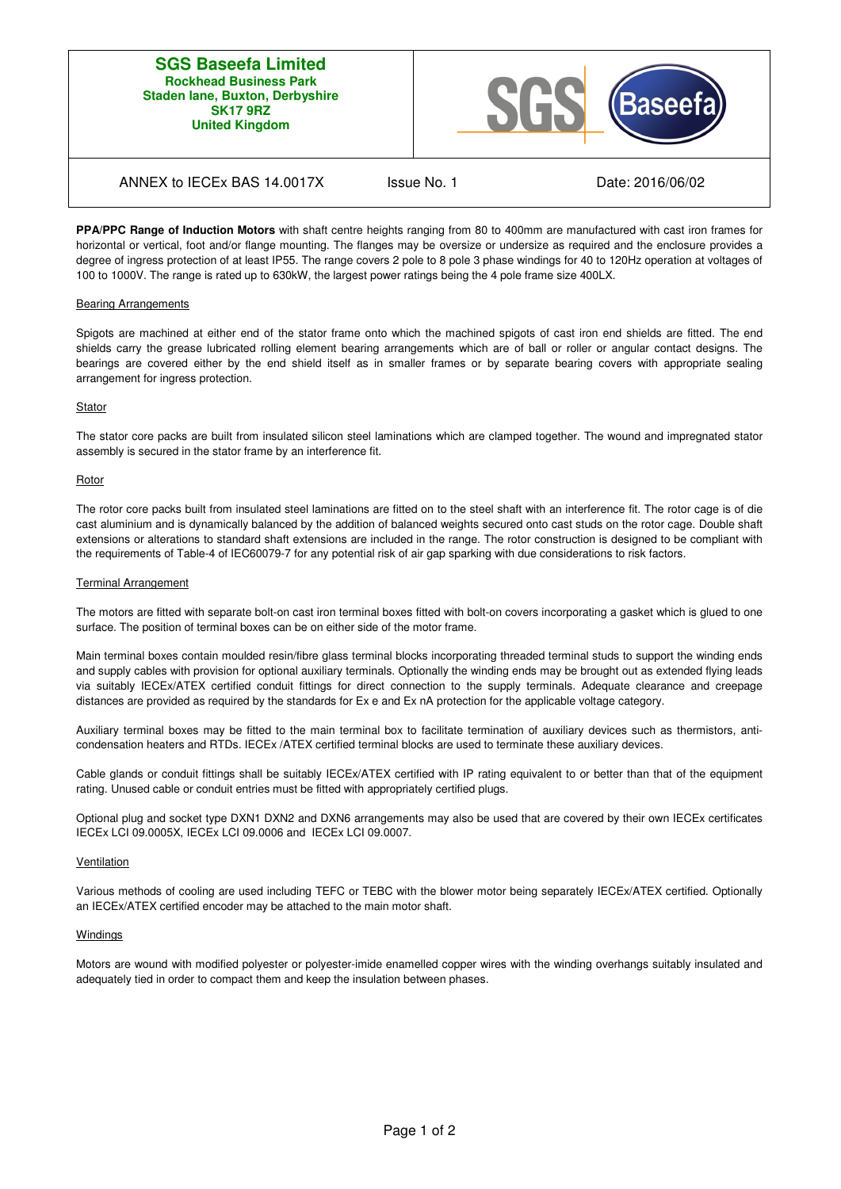**SGS Baseefa Limited**
**Rockhead Business Park**
**Staden lane, Buxton, Derbyshire**
**SK17 9RZ**
**United Kingdom**

| ANNEX to IECEx BAS 14.0017X | Issue No. 1 | Date: 2016/06/02 |
|---|---|---|

**PPA/PPC Range of Induction Motors** with shaft centre heights ranging from 80 to 400mm are manufactured with cast iron frames for horizontal or vertical, foot and/or flange mounting. The flanges may be oversize or undersize as required and the enclosure provides a degree of ingress protection of at least IP55. The range covers 2 pole to 8 pole 3 phase windings for 40 to 120Hz operation at voltages of 100 to 1000V. The range is rated up to 630kW, the largest power ratings being the 4 pole frame size 400LX.

### Bearing Arrangements

Spigots are machined at either end of the stator frame onto which the machined spigots of cast iron end shields are fitted. The end shields carry the grease lubricated rolling element bearing arrangements which are of ball or roller or angular contact designs. The bearings are covered either by the end shield itself as in smaller frames or by separate bearing covers with appropriate sealing arrangement for ingress protection.

### Stator

The stator core packs are built from insulated silicon steel laminations which are clamped together. The wound and impregnated stator assembly is secured in the stator frame by an interference fit.

### Rotor

The rotor core packs built from insulated steel laminations are fitted on to the steel shaft with an interference fit. The rotor cage is of die cast aluminium and is dynamically balanced by the addition of balanced weights secured onto cast studs on the rotor cage. Double shaft extensions or alterations to standard shaft extensions are included in the range. The rotor construction is designed to be compliant with the requirements of Table-4 of IEC60079-7 for any potential risk of air gap sparking with due considerations to risk factors.

### Terminal Arrangement

The motors are fitted with separate bolt-on cast iron terminal boxes fitted with bolt-on covers incorporating a gasket which is glued to one surface. The position of terminal boxes can be on either side of the motor frame.

Main terminal boxes contain moulded resin/fibre glass terminal blocks incorporating threaded terminal studs to support the winding ends and supply cables with provision for optional auxiliary terminals. Optionally the winding ends may be brought out as extended flying leads via suitably IECEx/ATEX certified conduit fittings for direct connection to the supply terminals. Adequate clearance and creepage distances are provided as required by the standards for Ex e and Ex nA protection for the applicable voltage category.

Auxiliary terminal boxes may be fitted to the main terminal box to facilitate termination of auxiliary devices such as thermistors, anti-condensation heaters and RTDs. IECEx /ATEX certified terminal blocks are used to terminate these auxiliary devices.

Cable glands or conduit fittings shall be suitably IECEx/ATEX certified with IP rating equivalent to or better than that of the equipment rating. Unused cable or conduit entries must be fitted with appropriately certified plugs.

Optional plug and socket type DXN1 DXN2 and DXN6 arrangements may also be used that are covered by their own IECEx certificates IECEx LCI 09.0005X, IECEx LCI 09.0006 and IECEx LCI 09.0007.

### Ventilation

Various methods of cooling are used including TEFC or TEBC with the blower motor being separately IECEx/ATEX certified. Optionally an IECEx/ATEX certified encoder may be attached to the main motor shaft.

### Windings

Motors are wound with modified polyester or polyester-imide enamelled copper wires with the winding overhangs suitably insulated and adequately tied in order to compact them and keep the insulation between phases.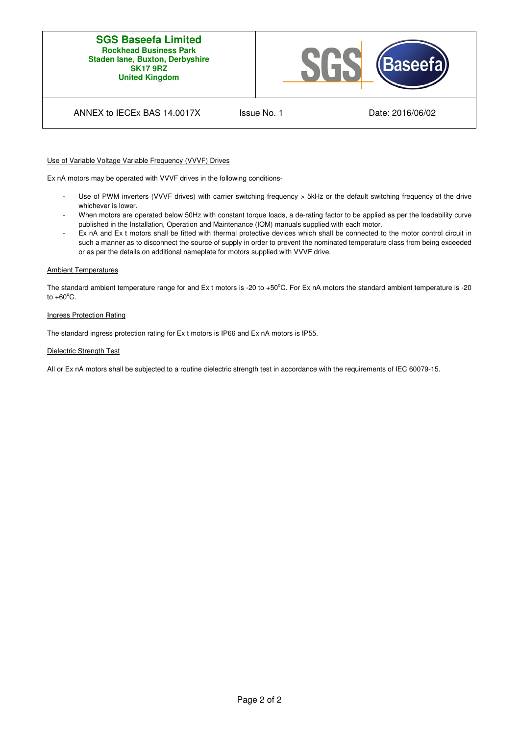**SGS Baseefa Limited**
**Rockhead Business Park**
**Staden lane, Buxton, Derbyshire**
**SK17 9RZ**
**United Kingdom**

| ANNEX to IECEx BAS 14.0017X | Issue No. 1 | Date: 2016/06/02 |
|---|---|---|

<u>Use of Variable Voltage Variable Frequency (VVVF) Drives</u>

Ex nA motors may be operated with VVVF drives in the following conditions-

- Use of PWM inverters (VVVF drives) with carrier switching frequency > 5kHz or the default switching frequency of the drive whichever is lower.
- When motors are operated below 50Hz with constant torque loads, a de-rating factor to be applied as per the loadability curve published in the Installation, Operation and Maintenance (IOM) manuals supplied with each motor.
- Ex nA and Ex t motors shall be fitted with thermal protective devices which shall be connected to the motor control circuit in such a manner as to disconnect the source of supply in order to prevent the nominated temperature class from being exceeded or as per the details on additional nameplate for motors supplied with VVVF drive.

<u>Ambient Temperatures</u>

The standard ambient temperature range for and Ex t motors is -20 to +50°C. For Ex nA motors the standard ambient temperature is -20 to +60°C.

<u>Ingress Protection Rating</u>

The standard ingress protection rating for Ex t motors is IP66 and Ex nA motors is IP55.

<u>Dielectric Strength Test</u>

All or Ex nA motors shall be subjected to a routine dielectric strength test in accordance with the requirements of IEC 60079-15.